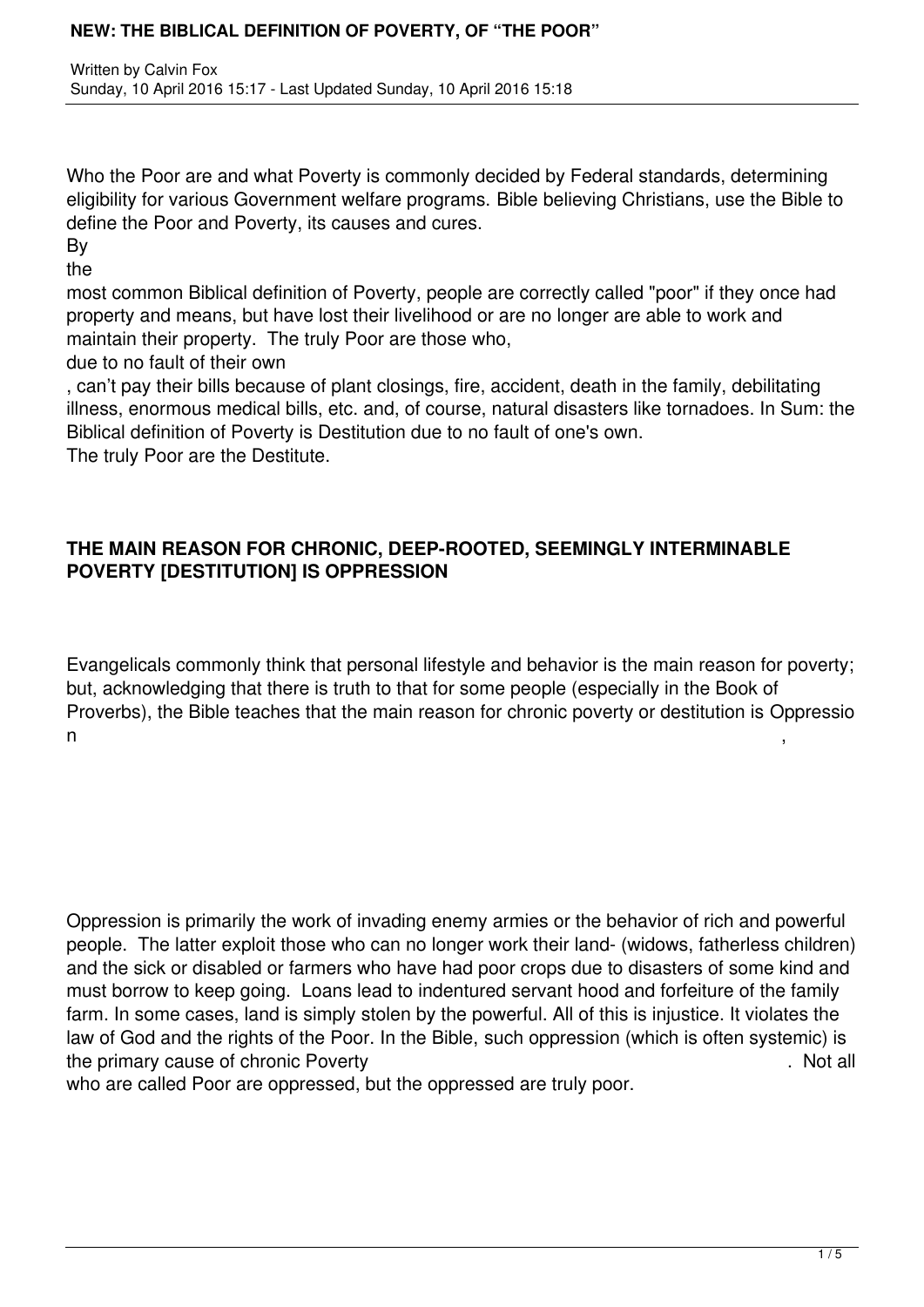# NEW: THE BIBLICAL DEFINITION OF POVERTY, OF "THE POOR"

Written by Calvin Fox
Sunday, 10 April 2016 15:17 - Last Updated Sunday, 10 April 2016 15:18

Who the Poor are and what Poverty is commonly decided by Federal standards, determining eligibility for various Government welfare programs. Bible believing Christians, use the Bible to define the Poor and Poverty, its causes and cures.

By the most common Biblical definition of Poverty, people are correctly called "poor" if they once had property and means, but have lost their livelihood or are no longer are able to work and maintain their property. The truly Poor are those who, due to no fault of their own, can't pay their bills because of plant closings, fire, accident, death in the family, debilitating illness, enormous medical bills, etc. and, of course, natural disasters like tornadoes. In Sum: the Biblical definition of Poverty is Destitution due to no fault of one's own. The truly Poor are the Destitute.

**THE MAIN REASON FOR CHRONIC, DEEP-ROOTED, SEEMINGLY INTERMINABLE POVERTY [DESTITUTION] IS OPPRESSION**

Evangelicals commonly think that personal lifestyle and behavior is the main reason for poverty; but, acknowledging that there is truth to that for some people (especially in the Book of Proverbs), the Bible teaches that the main reason for chronic poverty or destitution is Oppression,

Oppression is primarily the work of invading enemy armies or the behavior of rich and powerful people. The latter exploit those who can no longer work their land- (widows, fatherless children) and the sick or disabled or farmers who have had poor crops due to disasters of some kind and must borrow to keep going. Loans lead to indentured servant hood and forfeiture of the family farm. In some cases, land is simply stolen by the powerful. All of this is injustice. It violates the law of God and the rights of the Poor. In the Bible, such oppression (which is often systemic) is the primary cause of chronic Poverty. Not all who are called Poor are oppressed, but the oppressed are truly poor.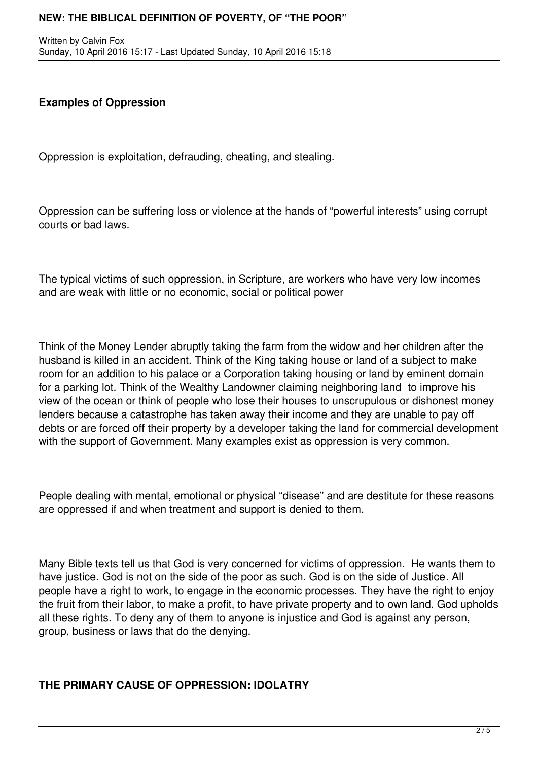**Examples of Oppression**

Oppression is exploitation, defrauding, cheating, and stealing.

Oppression can be suffering loss or violence at the hands of "powerful interests" using corrupt courts or bad laws.

The typical victims of such oppression, in Scripture, are workers who have very low incomes and are weak with little or no economic, social or political power

Think of the Money Lender abruptly taking the farm from the widow and her children after the husband is killed in an accident. Think of the King taking house or land of a subject to make room for an addition to his palace or a Corporation taking housing or land by eminent domain for a parking lot. Think of the Wealthy Landowner claiming neighboring land to improve his view of the ocean or think of people who lose their houses to unscrupulous or dishonest money lenders because a catastrophe has taken away their income and they are unable to pay off debts or are forced off their property by a developer taking the land for commercial development with the support of Government. Many examples exist as oppression is very common.

People dealing with mental, emotional or physical "disease" and are destitute for these reasons are oppressed if and when treatment and support is denied to them.

Many Bible texts tell us that God is very concerned for victims of oppression. He wants them to have justice. God is not on the side of the poor as such. God is on the side of Justice. All people have a right to work, to engage in the economic processes. They have the right to enjoy the fruit from their labor, to make a profit, to have private property and to own land. God upholds all these rights. To deny any of them to anyone is injustice and God is against any person, group, business or laws that do the denying.

**THE PRIMARY CAUSE OF OPPRESSION: IDOLATRY**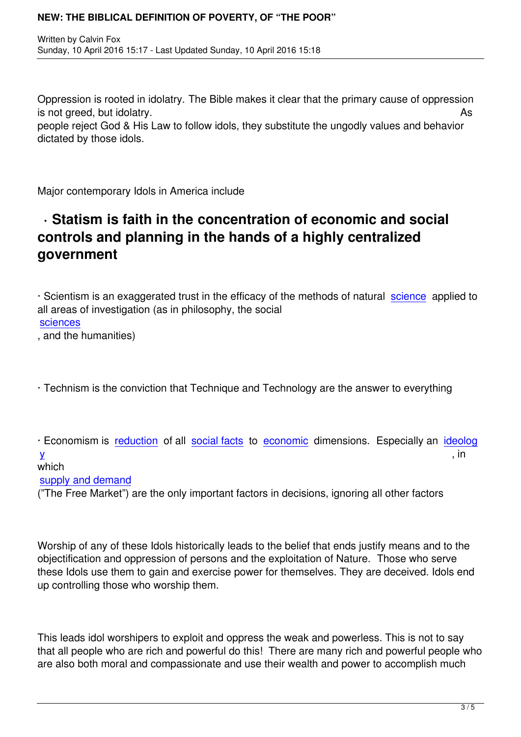Oppression is rooted in idolatry. The Bible makes it clear that the primary cause of oppression is not greed, but idolatry. As people reject God & His Law to follow idols, they substitute the ungodly values and behavior dictated by those idols.

Major contemporary Idols in America include

- **Statism is faith in the concentration of economic and social controls and planning in the hands of a highly centralized government**

- Scientism is an exaggerated trust in the efficacy of the methods of natural science applied to all areas of investigation (as in philosophy, the social sciences, and the humanities)

- Technism is the conviction that Technique and Technology are the answer to everything

- Economism is reduction of all social facts to economic dimensions. Especially an ideology, in which supply and demand ("The Free Market") are the only important factors in decisions, ignoring all other factors

Worship of any of these Idols historically leads to the belief that ends justify means and to the objectification and oppression of persons and the exploitation of Nature. Those who serve these Idols use them to gain and exercise power for themselves. They are deceived. Idols end up controlling those who worship them.

This leads idol worshipers to exploit and oppress the weak and powerless. This is not to say that all people who are rich and powerful do this! There are many rich and powerful people who are also both moral and compassionate and use their wealth and power to accomplish much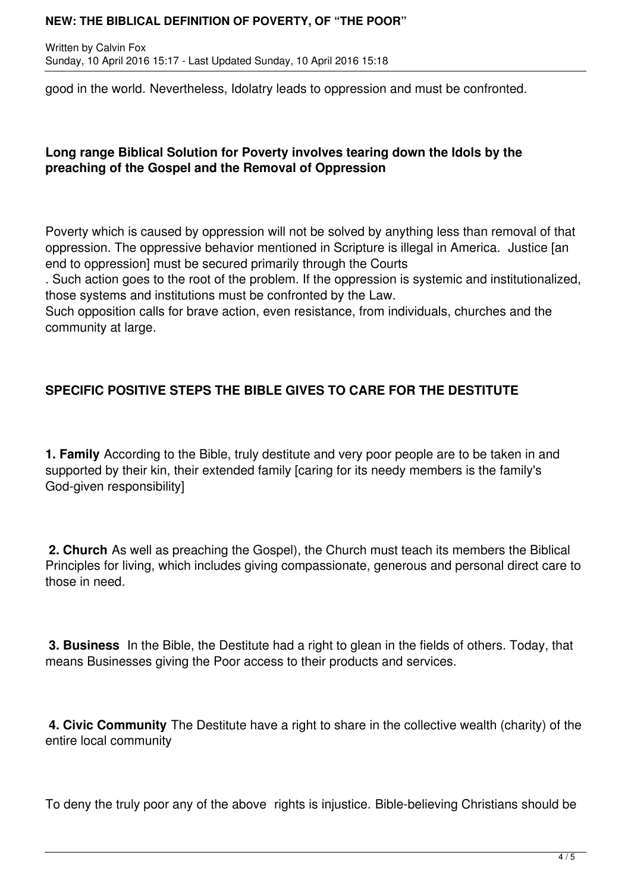good in the world. Nevertheless, Idolatry leads to oppression and must be confronted.

**Long range Biblical Solution for Poverty involves tearing down the Idols by the preaching of the Gospel and the Removal of Oppression**

Poverty which is caused by oppression will not be solved by anything less than removal of that oppression. The oppressive behavior mentioned in Scripture is illegal in America. Justice [an end to oppression] must be secured primarily through the Courts

. Such action goes to the root of the problem. If the oppression is systemic and institutionalized, those systems and institutions must be confronted by the Law.

Such opposition calls for brave action, even resistance, from individuals, churches and the community at large.

**SPECIFIC POSITIVE STEPS THE BIBLE GIVES TO CARE FOR THE DESTITUTE**

**1. Family** According to the Bible, truly destitute and very poor people are to be taken in and supported by their kin, their extended family [caring for its needy members is the family's God-given responsibility]

**2. Church** As well as preaching the Gospel), the Church must teach its members the Biblical Principles for living, which includes giving compassionate, generous and personal direct care to those in need.

**3. Business** In the Bible, the Destitute had a right to glean in the fields of others. Today, that means Businesses giving the Poor access to their products and services.

**4. Civic Community** The Destitute have a right to share in the collective wealth (charity) of the entire local community

To deny the truly poor any of the above rights is injustice. Bible-believing Christians should be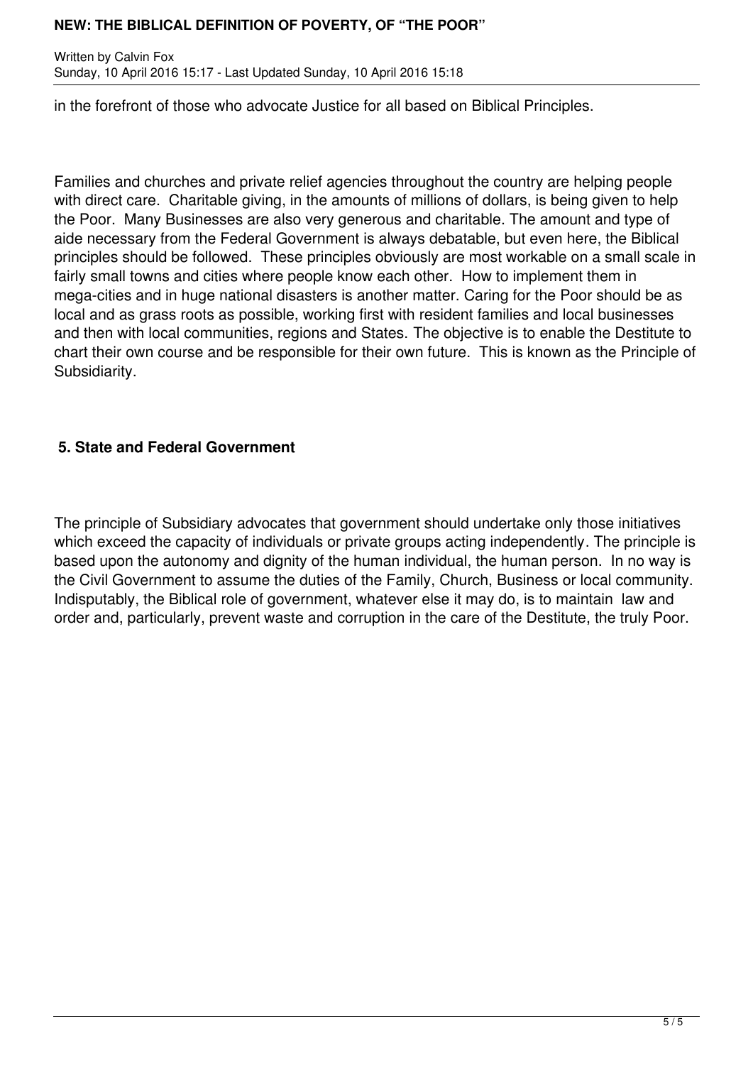in the forefront of those who advocate Justice for all based on Biblical Principles.

Families and churches and private relief agencies throughout the country are helping people with direct care. Charitable giving, in the amounts of millions of dollars, is being given to help the Poor. Many Businesses are also very generous and charitable. The amount and type of aide necessary from the Federal Government is always debatable, but even here, the Biblical principles should be followed. These principles obviously are most workable on a small scale in fairly small towns and cities where people know each other. How to implement them in mega-cities and in huge national disasters is another matter. Caring for the Poor should be as local and as grass roots as possible, working first with resident families and local businesses and then with local communities, regions and States. The objective is to enable the Destitute to chart their own course and be responsible for their own future. This is known as the Principle of Subsidiarity.

### 5. State and Federal Government

The principle of Subsidiary advocates that government should undertake only those initiatives which exceed the capacity of individuals or private groups acting independently. The principle is based upon the autonomy and dignity of the human individual, the human person. In no way is the Civil Government to assume the duties of the Family, Church, Business or local community. Indisputably, the Biblical role of government, whatever else it may do, is to maintain law and order and, particularly, prevent waste and corruption in the care of the Destitute, the truly Poor.